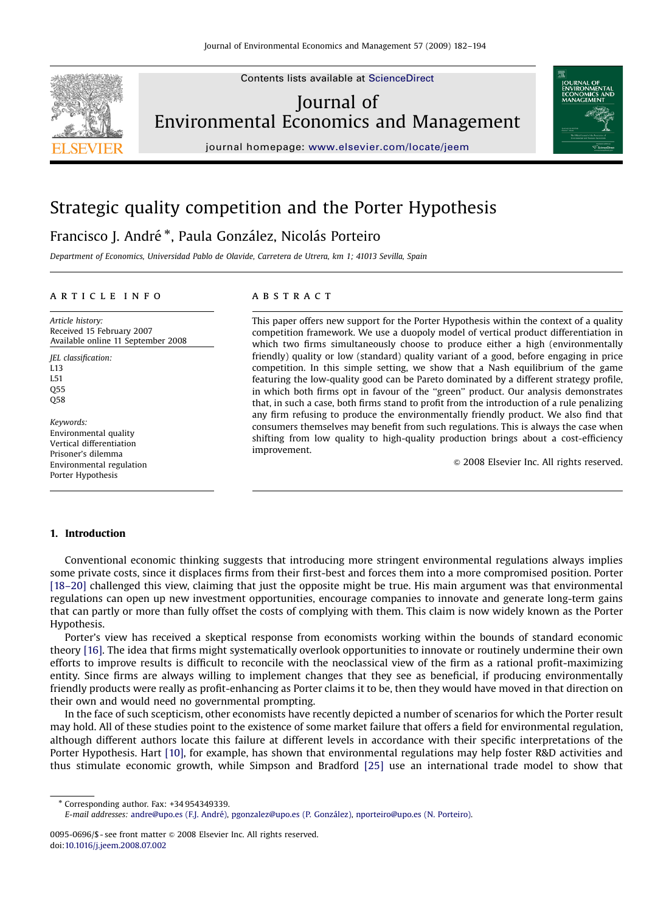Contents lists available at ScienceDirect

# Journal of Environmental Economics and Management

journal homepage: www.elsevier.com/locate/jeem

# Strategic quality competition and the Porter Hypothesis

Francisco J. André *, Paula González, Nicolás Porteiro

*Department of Economics, Universidad Pablo de Olavide, Carretera de Utrera, km 1; 41013 Sevilla, Spain*

## ARTICLE INFO

*Article history:*
Received 15 February 2007
Available online 11 September 2008

*JEL classification:*
L13
L51
Q55
Q58

*Keywords:*
Environmental quality
Vertical differentiation
Prisoner's dilemma
Environmental regulation
Porter Hypothesis

## ABSTRACT

This paper offers new support for the Porter Hypothesis within the context of a quality competition framework. We use a duopoly model of vertical product differentiation in which two firms simultaneously choose to produce either a high (environmentally friendly) quality or low (standard) quality variant of a good, before engaging in price competition. In this simple setting, we show that a Nash equilibrium of the game featuring the low-quality good can be Pareto dominated by a different strategy profile, in which both firms opt in favour of the "green" product. Our analysis demonstrates that, in such a case, both firms stand to profit from the introduction of a rule penalizing any firm refusing to produce the environmentally friendly product. We also find that consumers themselves may benefit from such regulations. This is always the case when shifting from low quality to high-quality production brings about a cost-efficiency improvement.

© 2008 Elsevier Inc. All rights reserved.

## 1. Introduction

Conventional economic thinking suggests that introducing more stringent environmental regulations always implies some private costs, since it displaces firms from their first-best and forces them into a more compromised position. Porter [18–20] challenged this view, claiming that just the opposite might be true. His main argument was that environmental regulations can open up new investment opportunities, encourage companies to innovate and generate long-term gains that can partly or more than fully offset the costs of complying with them. This claim is now widely known as the Porter Hypothesis.

Porter's view has received a skeptical response from economists working within the bounds of standard economic theory [16]. The idea that firms might systematically overlook opportunities to innovate or routinely undermine their own efforts to improve results is difficult to reconcile with the neoclassical view of the firm as a rational profit-maximizing entity. Since firms are always willing to implement changes that they see as beneficial, if producing environmentally friendly products were really as profit-enhancing as Porter claims it to be, then they would have moved in that direction on their own and would need no governmental prompting.

In the face of such scepticism, other economists have recently depicted a number of scenarios for which the Porter result may hold. All of these studies point to the existence of some market failure that offers a field for environmental regulation, although different authors locate this failure at different levels in accordance with their specific interpretations of the Porter Hypothesis. Hart [10], for example, has shown that environmental regulations may help foster R&D activities and thus stimulate economic growth, while Simpson and Bradford [25] use an international trade model to show that

---

* Corresponding author. Fax: +34 954349339.
*E-mail addresses:* andre@upo.es (F.J. André), pgonzalez@upo.es (P. González), nporteiro@upo.es (N. Porteiro).

0095-0696/$ - see front matter © 2008 Elsevier Inc. All rights reserved.
doi:10.1016/j.jeem.2008.07.002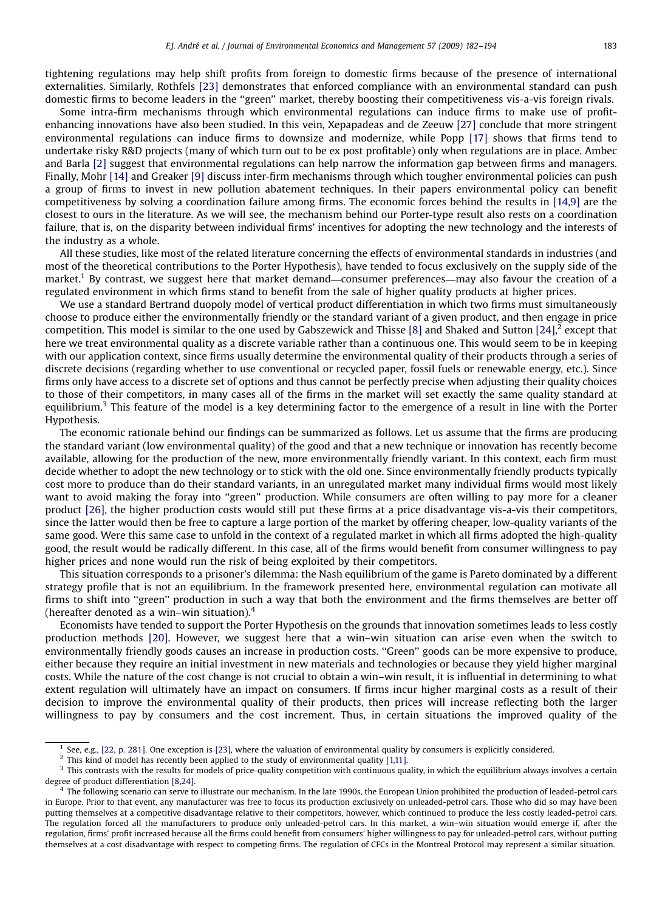tightening regulations may help shift profits from foreign to domestic firms because of the presence of international externalities. Similarly, Rothfels [23] demonstrates that enforced compliance with an environmental standard can push domestic firms to become leaders in the ''green'' market, thereby boosting their competitiveness vis-a-vis foreign rivals.

Some intra-firm mechanisms through which environmental regulations can induce firms to make use of profit-enhancing innovations have also been studied. In this vein, Xepapadeas and de Zeeuw [27] conclude that more stringent environmental regulations can induce firms to downsize and modernize, while Popp [17] shows that firms tend to undertake risky R&D projects (many of which turn out to be ex post profitable) only when regulations are in place. Ambec and Barla [2] suggest that environmental regulations can help narrow the information gap between firms and managers. Finally, Mohr [14] and Greaker [9] discuss inter-firm mechanisms through which tougher environmental policies can push a group of firms to invest in new pollution abatement techniques. In their papers environmental policy can benefit competitiveness by solving a coordination failure among firms. The economic forces behind the results in [14,9] are the closest to ours in the literature. As we will see, the mechanism behind our Porter-type result also rests on a coordination failure, that is, on the disparity between individual firms' incentives for adopting the new technology and the interests of the industry as a whole.

All these studies, like most of the related literature concerning the effects of environmental standards in industries (and most of the theoretical contributions to the Porter Hypothesis), have tended to focus exclusively on the supply side of the market.[1] By contrast, we suggest here that market demand—consumer preferences—may also favour the creation of a regulated environment in which firms stand to benefit from the sale of higher quality products at higher prices.

We use a standard Bertrand duopoly model of vertical product differentiation in which two firms must simultaneously choose to produce either the environmentally friendly or the standard variant of a given product, and then engage in price competition. This model is similar to the one used by Gabszewick and Thisse [8] and Shaked and Sutton [24],[2] except that here we treat environmental quality as a discrete variable rather than a continuous one. This would seem to be in keeping with our application context, since firms usually determine the environmental quality of their products through a series of discrete decisions (regarding whether to use conventional or recycled paper, fossil fuels or renewable energy, etc.). Since firms only have access to a discrete set of options and thus cannot be perfectly precise when adjusting their quality choices to those of their competitors, in many cases all of the firms in the market will set exactly the same quality standard at equilibrium.[3] This feature of the model is a key determining factor to the emergence of a result in line with the Porter Hypothesis.

The economic rationale behind our findings can be summarized as follows. Let us assume that the firms are producing the standard variant (low environmental quality) of the good and that a new technique or innovation has recently become available, allowing for the production of the new, more environmentally friendly variant. In this context, each firm must decide whether to adopt the new technology or to stick with the old one. Since environmentally friendly products typically cost more to produce than do their standard variants, in an unregulated market many individual firms would most likely want to avoid making the foray into ''green'' production. While consumers are often willing to pay more for a cleaner product [26], the higher production costs would still put these firms at a price disadvantage vis-a-vis their competitors, since the latter would then be free to capture a large portion of the market by offering cheaper, low-quality variants of the same good. Were this same case to unfold in the context of a regulated market in which all firms adopted the high-quality good, the result would be radically different. In this case, all of the firms would benefit from consumer willingness to pay higher prices and none would run the risk of being exploited by their competitors.

This situation corresponds to a prisoner's dilemma: the Nash equilibrium of the game is Pareto dominated by a different strategy profile that is not an equilibrium. In the framework presented here, environmental regulation can motivate all firms to shift into ''green'' production in such a way that both the environment and the firms themselves are better off (hereafter denoted as a win–win situation).[4]

Economists have tended to support the Porter Hypothesis on the grounds that innovation sometimes leads to less costly production methods [20]. However, we suggest here that a win–win situation can arise even when the switch to environmentally friendly goods causes an increase in production costs. ''Green'' goods can be more expensive to produce, either because they require an initial investment in new materials and technologies or because they yield higher marginal costs. While the nature of the cost change is not crucial to obtain a win–win result, it is influential in determining to what extent regulation will ultimately have an impact on consumers. If firms incur higher marginal costs as a result of their decision to improve the environmental quality of their products, then prices will increase reflecting both the larger willingness to pay by consumers and the cost increment. Thus, in certain situations the improved quality of the

---

[1] See, e.g., [22, p. 281]. One exception is [23], where the valuation of environmental quality by consumers is explicitly considered.

[2] This kind of model has recently been applied to the study of environmental quality [1,11].

[3] This contrasts with the results for models of price-quality competition with continuous quality, in which the equilibrium always involves a certain degree of product differentiation [8,24].

[4] The following scenario can serve to illustrate our mechanism. In the late 1990s, the European Union prohibited the production of leaded-petrol cars in Europe. Prior to that event, any manufacturer was free to focus its production exclusively on unleaded-petrol cars. Those who did so may have been putting themselves at a competitive disadvantage relative to their competitors, however, which continued to produce the less costly leaded-petrol cars. The regulation forced all the manufacturers to produce only unleaded-petrol cars. In this market, a win–win situation would emerge if, after the regulation, firms' profit increased because all the firms could benefit from consumers' higher willingness to pay for unleaded-petrol cars, without putting themselves at a cost disadvantage with respect to competing firms. The regulation of CFCs in the Montreal Protocol may represent a similar situation.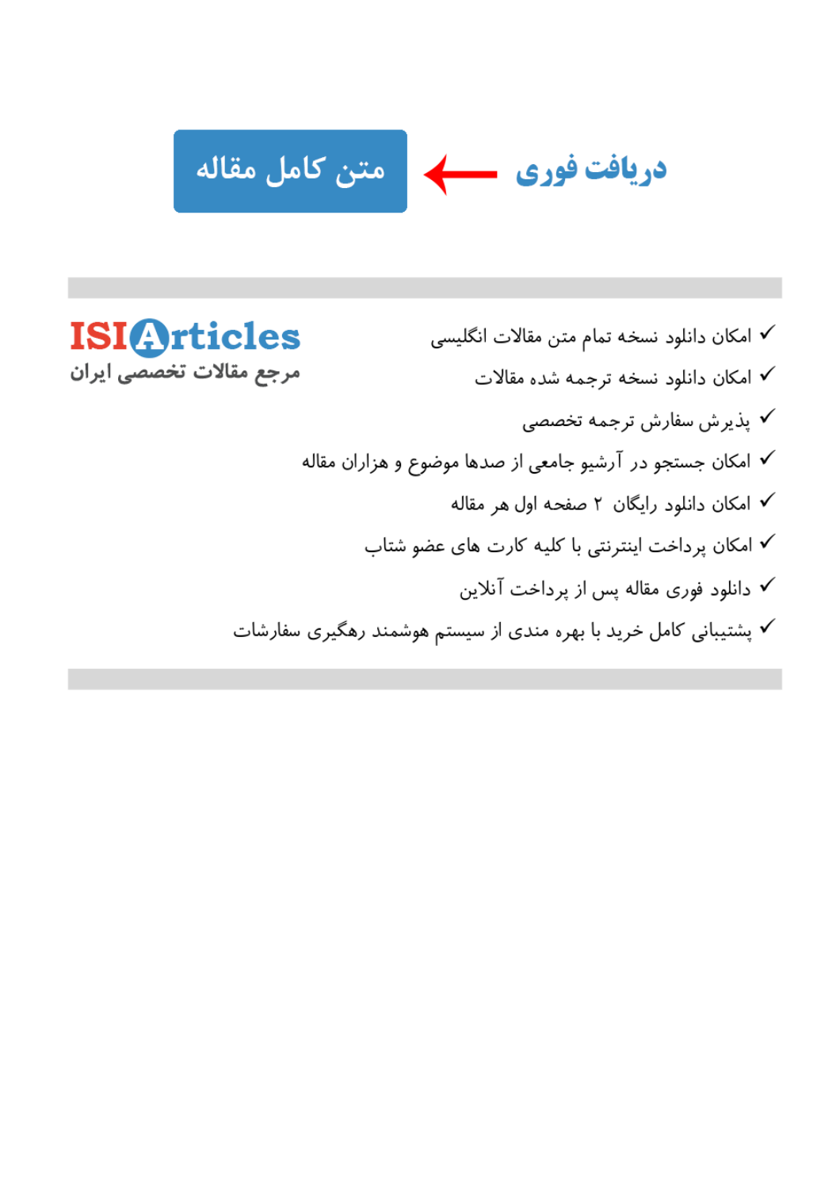دریافت فوری ← متن کامل مقاله

ISIArticles
مرجع مقالات تخصصی ایران

- ✓ امکان دانلود نسخه تمام متن مقالات انگلیسی
- ✓ امکان دانلود نسخه ترجمه شده مقالات
- ✓ پذیرش سفارش ترجمه تخصصی
- ✓ امکان جستجو در آرشیو جامعی از صدها موضوع و هزاران مقاله
- ✓ امکان دانلود رایگان ۲ صفحه اول هر مقاله
- ✓ امکان پرداخت اینترنتی با کلیه کارت های عضو شتاب
- ✓ دانلود فوری مقاله پس از پرداخت آنلاین
- ✓ پشتیبانی کامل خرید با بهره مندی از سیستم هوشمند رهگیری سفارشات